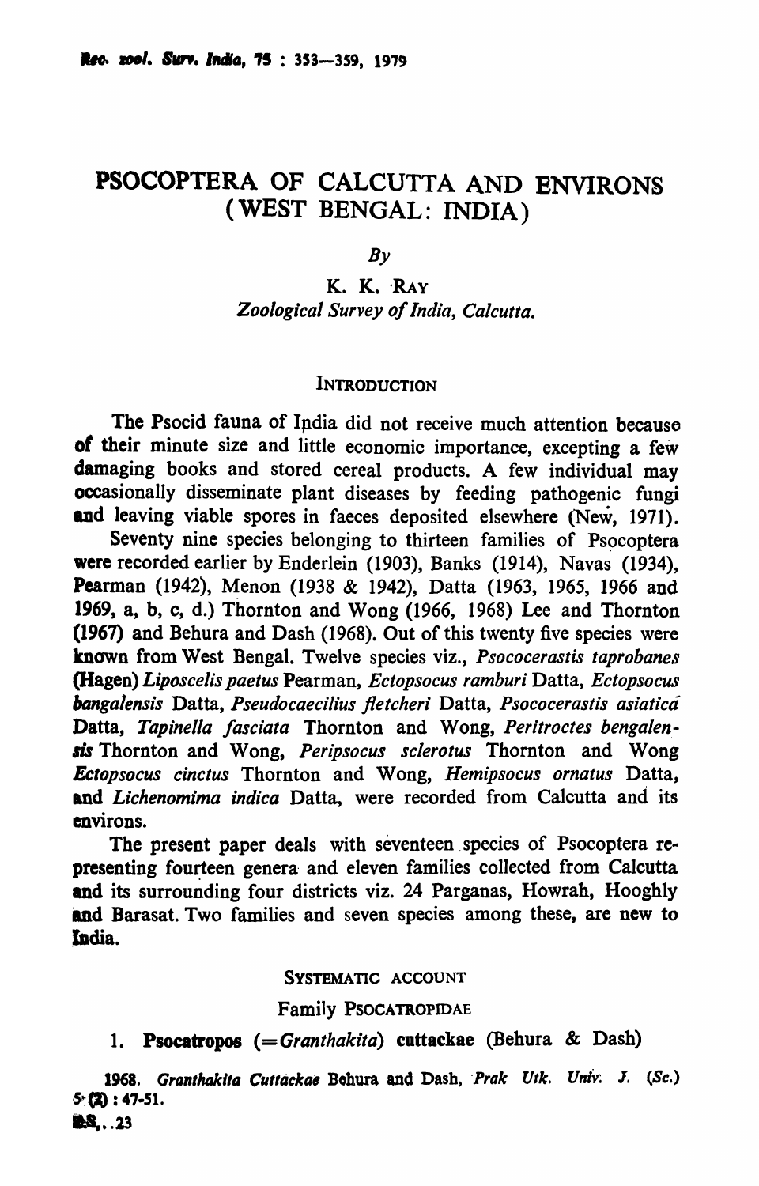# PSOCOPTERA OF CALCUTTA AND ENVIRONS (WEST BENGAL: INDIA)

*By*

K. K. RAY
*Zoological Survey of India, Calcutta.*

## INTRODUCTION

The Psocid fauna of India did not receive much attention because of their minute size and little economic importance, excepting a few damaging books and stored cereal products. A few individual may occasionally disseminate plant diseases by feeding pathogenic fungi and leaving viable spores in faeces deposited elsewhere (New, 1971).

Seventy nine species belonging to thirteen families of Psocoptera were recorded earlier by Enderlein (1903), Banks (1914), Navas (1934), Pearman (1942), Menon (1938 & 1942), Datta (1963, 1965, 1966 and 1969, a, b, c, d.) Thornton and Wong (1966, 1968) Lee and Thornton (1967) and Behura and Dash (1968). Out of this twenty five species were known from West Bengal. Twelve species viz., *Psococerastis taprobanes* (Hagen) *Liposcelis paetus* Pearman, *Ectopsocus ramburi* Datta, *Ectopsocus bangalensis* Datta, *Pseudocaecilius fletcheri* Datta, *Psococerastis asiatica* Datta, *Tapinella fasciata* Thornton and Wong, *Peritroctes bengalensis* Thornton and Wong, *Peripsocus sclerotus* Thornton and Wong *Ectopsocus cinctus* Thornton and Wong, *Hemipsocus ornatus* Datta, and *Lichenomima indica* Datta, were recorded from Calcutta and its environs.

The present paper deals with seventeen species of Psocoptera representing fourteen genera and eleven families collected from Calcutta and its surrounding four districts viz. 24 Parganas, Howrah, Hooghly and Barasat. Two families and seven species among these, are new to India.

## SYSTEMATIC ACCOUNT

### Family PSOCATROPIDAE

1. **Psocatropos** (=*Granthakita*) **cuttackae** (Behura & Dash)

1968. *Granthakita Cuttackae* Behura and Dash, *Prak Utk. Univ. J. (Sc.)* 5 (2) : 47-51.

BS,..23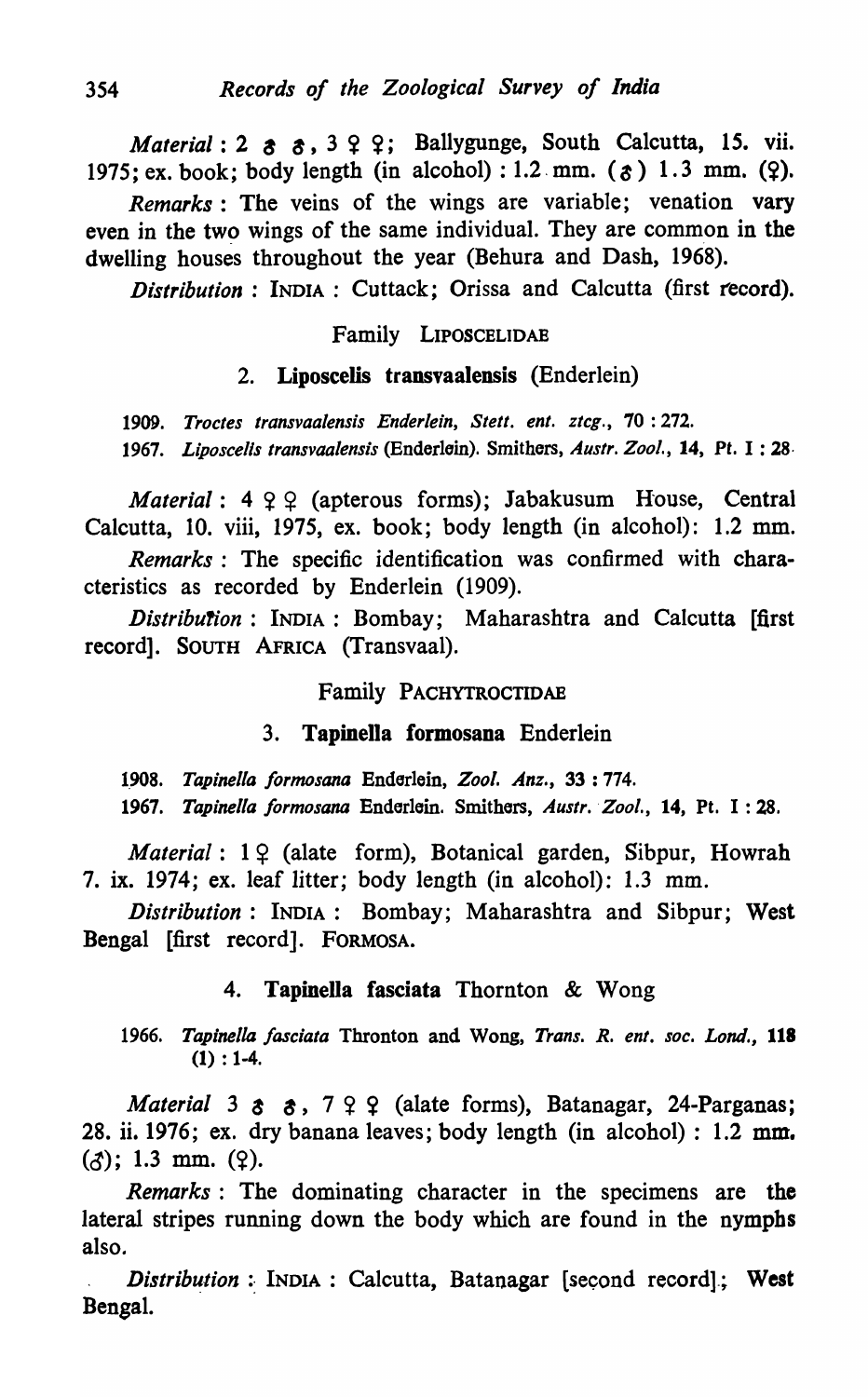*Material* : 2 ♂ ♂, 3 ♀ ♀; Ballygunge, South Calcutta, 15. vii. 1975; ex. book; body length (in alcohol) : 1.2 mm. (♂) 1.3 mm. (♀).

*Remarks* : The veins of the wings are variable; venation vary even in the two wings of the same individual. They are common in the dwelling houses throughout the year (Behura and Dash, 1968).

*Distribution* : INDIA : Cuttack; Orissa and Calcutta (first record).

## Family LIPOSCELIDAE

### 2. **Liposcelis transvaalensis** (Enderlein)

1909. *Troctes transvaalensis Enderlein*, *Stett. ent. ztcg.*, 70 : 272.

1967. *Liposcelis transvaalensis* (Enderlein). Smithers, *Austr. Zool.*, 14, Pt. I : 28.

*Material* : 4 ♀ ♀ (apterous forms); Jabakusum House, Central Calcutta, 10. viii, 1975, ex. book; body length (in alcohol): 1.2 mm.

*Remarks* : The specific identification was confirmed with characteristics as recorded by Enderlein (1909).

*Distribution* : INDIA : Bombay; Maharashtra and Calcutta [first record]. SOUTH AFRICA (Transvaal).

## Family PACHYTROCTIDAE

### 3. **Tapinella formosana** Enderlein

1908. *Tapinella formosana* Enderlein, *Zool. Anz.*, 33 : 774.

1967. *Tapinella formosana* Enderlein. Smithers, *Austr. Zool.*, 14, Pt. I : 28.

*Material* : 1 ♀ (alate form), Botanical garden, Sibpur, Howrah 7. ix. 1974; ex. leaf litter; body length (in alcohol): 1.3 mm.

*Distribution* : INDIA : Bombay; Maharashtra and Sibpur; West Bengal [first record]. FORMOSA.

### 4. **Tapinella fasciata** Thornton & Wong

1966. *Tapinella fasciata* Thronton and Wong, *Trans. R. ent. soc. Lond.*, 118 (1) : 1-4.

*Material* 3 ♂ ♂, 7 ♀ ♀ (alate forms), Batanagar, 24-Parganas; 28. ii. 1976; ex. dry banana leaves; body length (in alcohol) : 1.2 mm. (♂); 1.3 mm. (♀).

*Remarks* : The dominating character in the specimens are the lateral stripes running down the body which are found in the nymphs also.

*Distribution* : INDIA : Calcutta, Batanagar [second record]; West Bengal.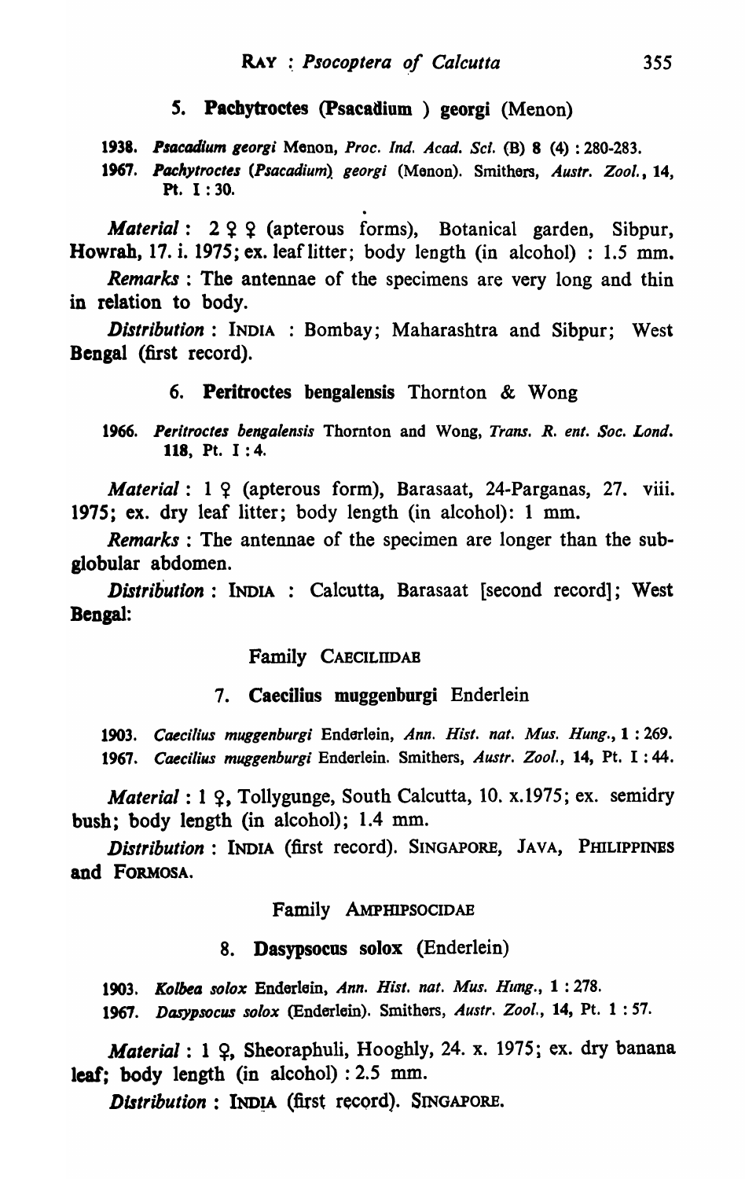### 5. **Pachytroctes (Psacadium ) georgi** (Menon)

**1938.** *Psacadium georgi* Menon, *Proc. Ind. Acad. Sci.* (B) 8 (4) : 280-283.

**1967.** *Pachytroctes (Psacadium) georgi* (Menon). Smithers, *Austr. Zool.*, 14, Pt. I : 30.

*Material* : 2 ♀♀ (apterous forms), Botanical garden, Sibpur, Howrah, 17. i. 1975; ex. leaf litter; body length (in alcohol) : 1.5 mm.

*Remarks* : The antennae of the specimens are very long and thin in relation to body.

*Distribution* : INDIA : Bombay; Maharashtra and Sibpur; West Bengal (first record).

### 6. **Peritroctes bengalensis** Thornton & Wong

**1966.** *Peritroctes bengalensis* Thornton and Wong, *Trans. R. ent. Soc. Lond.* 118, Pt. I : 4.

*Material* : 1 ♀ (apterous form), Barasaat, 24-Parganas, 27. viii. 1975; ex. dry leaf litter; body length (in alcohol): 1 mm.

*Remarks* : The antennae of the specimen are longer than the subglobular abdomen.

*Distribution* : INDIA : Calcutta, Barasaat [second record]; West Bengal:

## Family CAECILIIDAE

### 7. **Caecilius muggenburgi** Enderlein

**1903.** *Caecilius muggenburgi* Enderlein, *Ann. Hist. nat. Mus. Hung.*, 1 : 269.

**1967.** *Caecilius muggenburgi* Enderlein. Smithers, *Austr. Zool.*, 14, Pt. I : 44.

*Material* : 1 ♀, Tollygunge, South Calcutta, 10. x.1975; ex. semidry bush; body length (in alcohol); 1.4 mm.

*Distribution* : INDIA (first record). SINGAPORE, JAVA, PHILIPPINES and FORMOSA.

## Family AMPHIPSOCIDAE

### 8. **Dasypsocus solox** (Enderlein)

**1903.** *Kolbea solox* Enderlein, *Ann. Hist. nat. Mus. Hung.*, 1 : 278.

**1967.** *Dasypsocus solox* (Enderlein). Smithers, *Austr. Zool.*, 14, Pt. 1 : 57.

*Material* : 1 ♀, Sheoraphuli, Hooghly, 24. x. 1975; ex. dry banana leaf; body length (in alcohol) : 2.5 mm.

*Distribution* : INDIA (first record). SINGAPORE.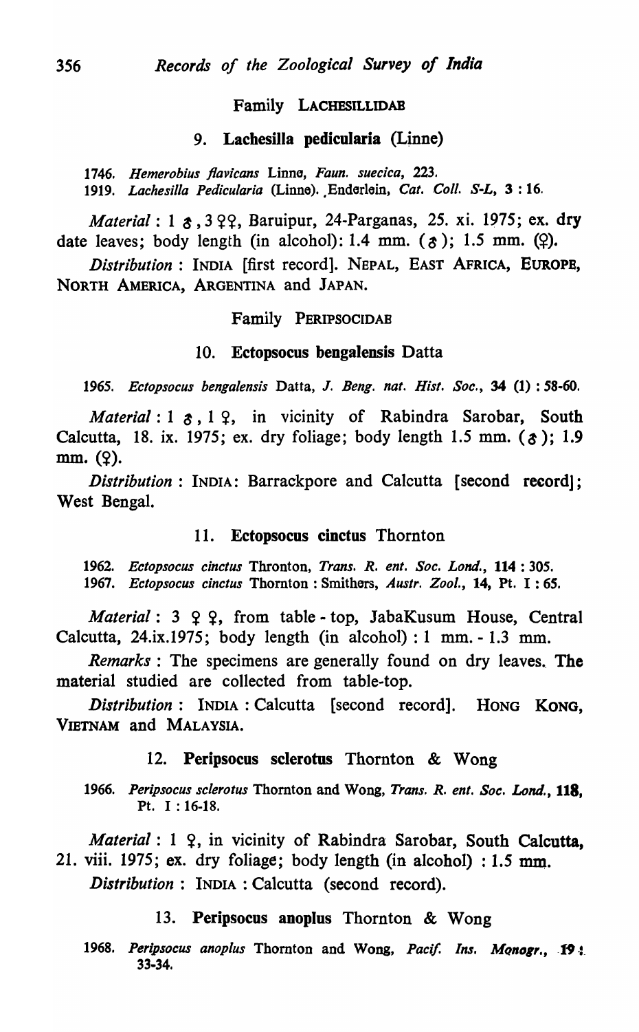### Family LACHESILLIDAE

#### 9. **Lachesilla pedicularia** (Linne)

1746. *Hemerobius flavicans* Linne, *Faun. suecica*, 223.
1919. *Lachesilla Pedicularia* (Linne). Enderlein, *Cat. Coll. S-L*, **3** : 16.

*Material* : 1 ♂, 3 ♀♀, Baruipur, 24-Parganas, 25. xi. 1975; ex. dry date leaves; body length (in alcohol): 1.4 mm. (♂); 1.5 mm. (♀).

*Distribution* : INDIA [first record]. NEPAL, EAST AFRICA, EUROPE, NORTH AMERICA, ARGENTINA and JAPAN.

### Family PERIPSOCIDAE

#### 10. **Ectopsocus bengalensis** Datta

1965. *Ectopsocus bengalensis* Datta, *J. Beng. nat. Hist. Soc.*, **34** (1) : 58-60.

*Material* : 1 ♂, 1 ♀, in vicinity of Rabindra Sarobar, South Calcutta, 18. ix. 1975; ex. dry foliage; body length 1.5 mm. (♂); 1.9 mm. (♀).

*Distribution* : INDIA: Barrackpore and Calcutta [second record]; West Bengal.

#### 11. **Ectopsocus cinctus** Thornton

1962. *Ectopsocus cinctus* Thronton, *Trans. R. ent. Soc. Lond.*, **114** : 305.
1967. *Ectopsocus cinctus* Thornton : Smithers, *Austr. Zool.*, **14**, Pt. I : 65.

*Material* : 3 ♀♀, from table-top, JabaKusum House, Central Calcutta, 24.ix.1975; body length (in alcohol) : 1 mm. - 1.3 mm.

*Remarks* : The specimens are generally found on dry leaves. The material studied are collected from table-top.

*Distribution* : INDIA : Calcutta [second record]. HONG KONG, VIETNAM and MALAYSIA.

#### 12. **Peripsocus sclerotus** Thornton & Wong

1966. *Peripsocus sclerotus* Thornton and Wong, *Trans. R. ent. Soc. Lond.*, **118**, Pt. I : 16-18.

*Material* : 1 ♀, in vicinity of Rabindra Sarobar, South Calcutta, 21. viii. 1975; ex. dry foliage; body length (in alcohol) : 1.5 mm.

*Distribution* : INDIA : Calcutta (second record).

#### 13. **Peripsocus anoplus** Thornton & Wong

1968. *Peripsocus anoplus* Thornton and Wong, *Pacif. Ins. Monogr.*, **19** : 33-34.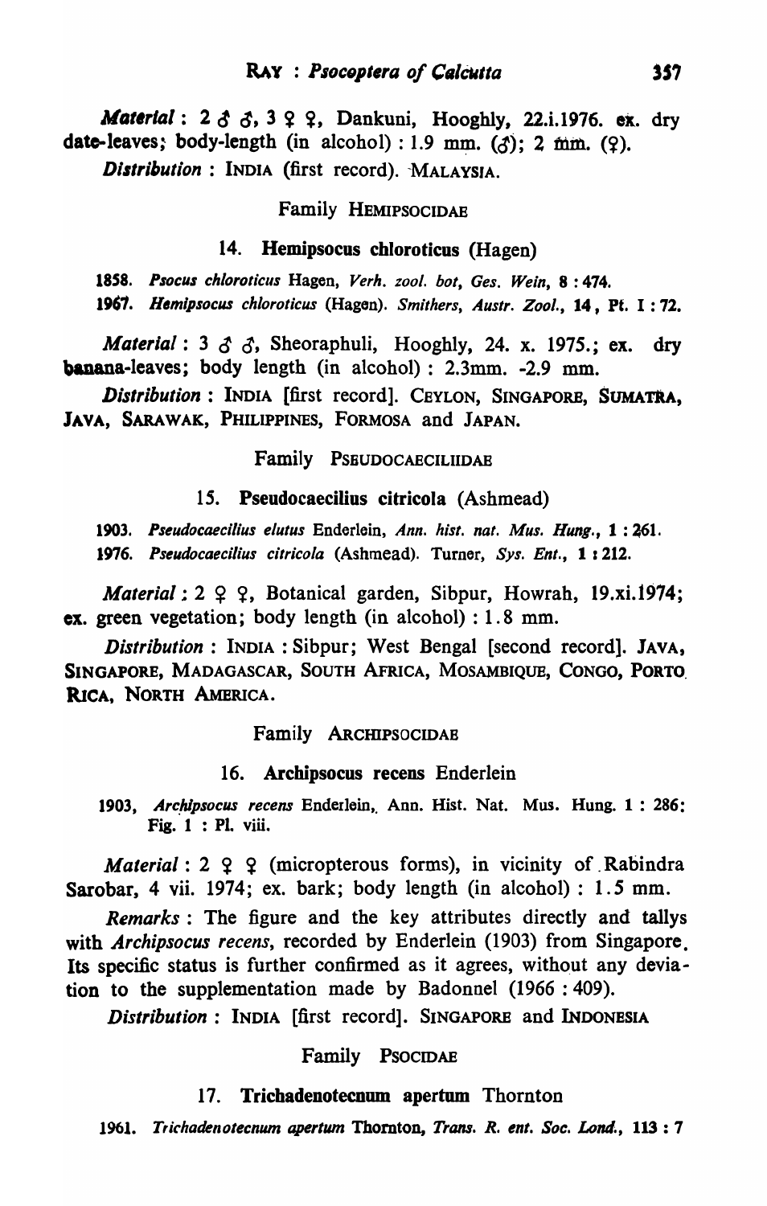*Material* : 2 ♂ ♂, 3 ♀ ♀, Dankuni, Hooghly, 22.i.1976. ex. dry date-leaves; body-length (in alcohol) : 1.9 mm. (♂); 2 mm. (♀).

*Distribution* : INDIA (first record). MALAYSIA.

## Family HEMIPSOCIDAE

### 14. Hemipsocus chloroticus (Hagen)

1858. *Psocus chloroticus* Hagen, *Verh. zool. bot, Ges. Wein*, **8** : 474.

1967. *Hemipsocus chloroticus* (Hagen). Smithers, *Austr. Zool.*, **14**, Pt. I : 72.

*Material* : 3 ♂ ♂, Sheoraphuli, Hooghly, 24. x. 1975.; ex. dry banana-leaves; body length (in alcohol) : 2.3mm. -2.9 mm.

*Distribution* : INDIA [first record]. CEYLON, SINGAPORE, SUMATRA, JAVA, SARAWAK, PHILIPPINES, FORMOSA and JAPAN.

## Family PSEUDOCAECILIIDAE

### 15. Pseudocaecilius citricola (Ashmead)

1903. *Pseudocaecilius elutus* Enderlein, *Ann. hist. nat. Mus. Hung.*, **1** : 261.

1976. *Pseudocaecilius citricola* (Ashmead). Turner, *Sys. Ent.*, **1** : 212.

*Material* : 2 ♀ ♀, Botanical garden, Sibpur, Howrah, 19.xi.1974; ex. green vegetation; body length (in alcohol) : 1.8 mm.

*Distribution* : INDIA : Sibpur; West Bengal [second record]. JAVA, SINGAPORE, MADAGASCAR, SOUTH AFRICA, MOSAMBIQUE, CONGO, PORTO RICA, NORTH AMERICA.

## Family ARCHIPSOCIDAE

### 16. Archipsocus recens Enderlein

1903, *Archipsocus recens* Enderlein, Ann. Hist. Nat. Mus. Hung. **1** : 286: Fig. 1 : Pl. viii.

*Material* : 2 ♀ ♀ (micropterous forms), in vicinity of Rabindra Sarobar, 4 vii. 1974; ex. bark; body length (in alcohol) : 1.5 mm.

*Remarks* : The figure and the key attributes directly and tallys with *Archipsocus recens*, recorded by Enderlein (1903) from Singapore. Its specific status is further confirmed as it agrees, without any deviation to the supplementation made by Badonnel (1966 : 409).

*Distribution* : INDIA [first record]. SINGAPORE and INDONESIA

## Family PSOCIDAE

### 17. Trichadenotecnum apertum Thornton

1961. *Trichadenotecnum apertum* Thornton, *Trans. R. ent. Soc. Lond.*, **113** : 7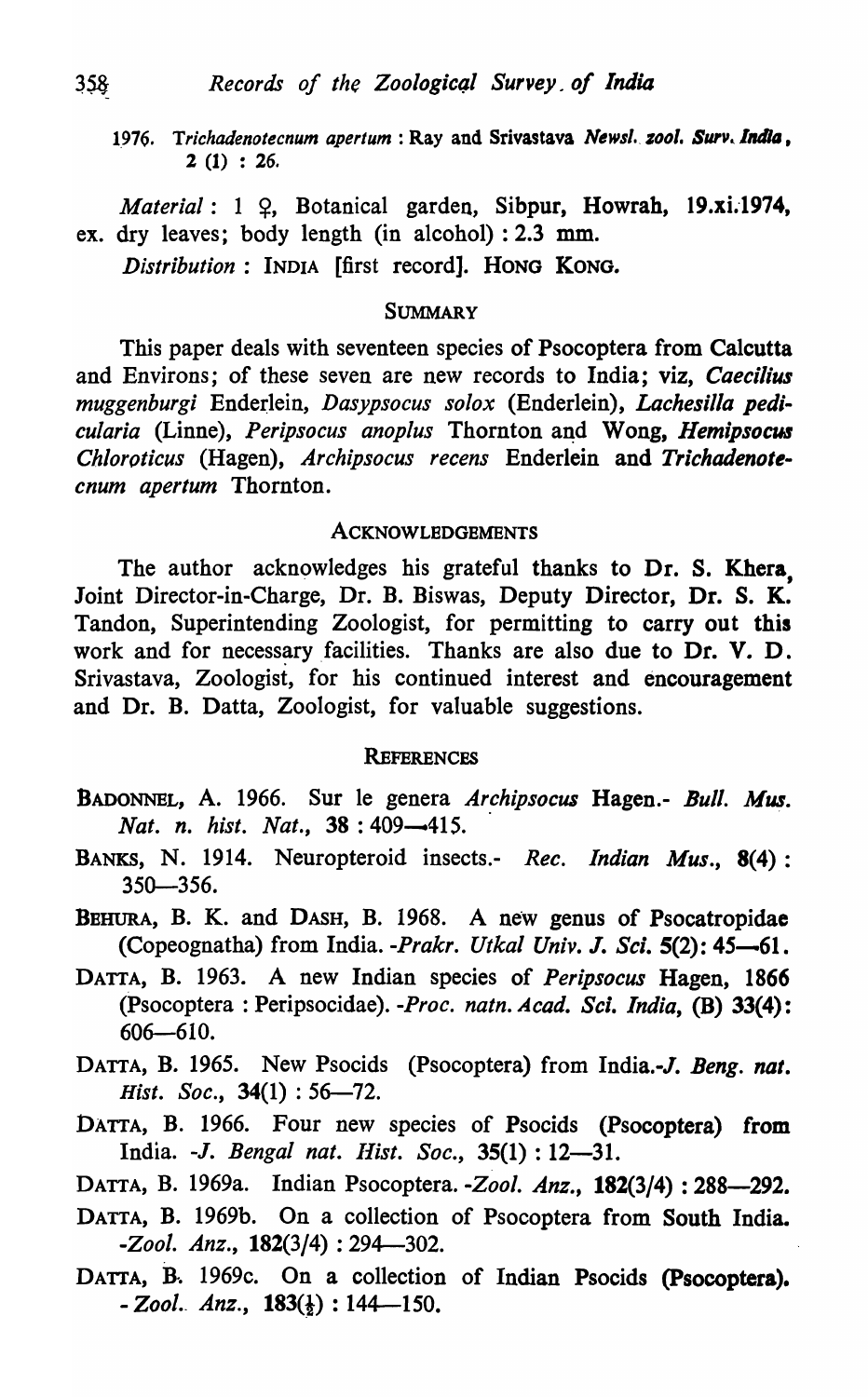1976. *Trichadenotecnum apertum* : Ray and Srivastava *Newsl. zool. Surv. India*, 2 (1) : 26.

*Material* : 1 ♀, Botanical garden, Sibpur, Howrah, 19.xi.1974, ex. dry leaves; body length (in alcohol) : 2.3 mm.

*Distribution* : INDIA [first record]. HONG KONG.

## SUMMARY

This paper deals with seventeen species of Psocoptera from Calcutta and Environs; of these seven are new records to India; viz, *Caecilius muggenburgi* Enderlein, *Dasypsocus solox* (Enderlein), *Lachesilla pedicularia* (Linne), *Peripsocus anoplus* Thornton and Wong, *Hemipsocus Chloroticus* (Hagen), *Archipsocus recens* Enderlein and *Trichadenotecnum apertum* Thornton.

## ACKNOWLEDGEMENTS

The author acknowledges his grateful thanks to Dr. S. Khera, Joint Director-in-Charge, Dr. B. Biswas, Deputy Director, Dr. S. K. Tandon, Superintending Zoologist, for permitting to carry out this work and for necessary facilities. Thanks are also due to Dr. V. D. Srivastava, Zoologist, for his continued interest and encouragement and Dr. B. Datta, Zoologist, for valuable suggestions.

## REFERENCES

BADONNEL, A. 1966. Sur le genera *Archipsocus* Hagen.- *Bull. Mus. Nat. n. hist. Nat.*, **38** : 409—415.

BANKS, N. 1914. Neuropteroid insects.- *Rec. Indian Mus.*, **8**(4) : 350—356.

BEHURA, B. K. and DASH, B. 1968. A new genus of Psocatropidae (Copeognatha) from India. -*Prakr. Utkal Univ. J. Sci.* **5**(2): 45—61.

DATTA, B. 1963. A new Indian species of *Peripsocus* Hagen, 1866 (Psocoptera : Peripsocidae). -*Proc. natn. Acad. Sci. India*, (B) **33**(4): 606—610.

DATTA, B. 1965. New Psocids (Psocoptera) from India.-*J. Beng. nat. Hist. Soc.*, **34**(1) : 56—72.

DATTA, B. 1966. Four new species of Psocids (Psocoptera) from India. -*J. Bengal nat. Hist. Soc.*, **35**(1) : 12—31.

DATTA, B. 1969a. Indian Psocoptera. -*Zool. Anz.*, **182**(3/4) : 288—292.

DATTA, B. 1969b. On a collection of Psocoptera from South India. -*Zool. Anz.*, **182**(3/4) : 294—302.

DATTA, B. 1969c. On a collection of Indian Psocids (Psocoptera). -*Zool. Anz.*, **183**(½) : 144—150.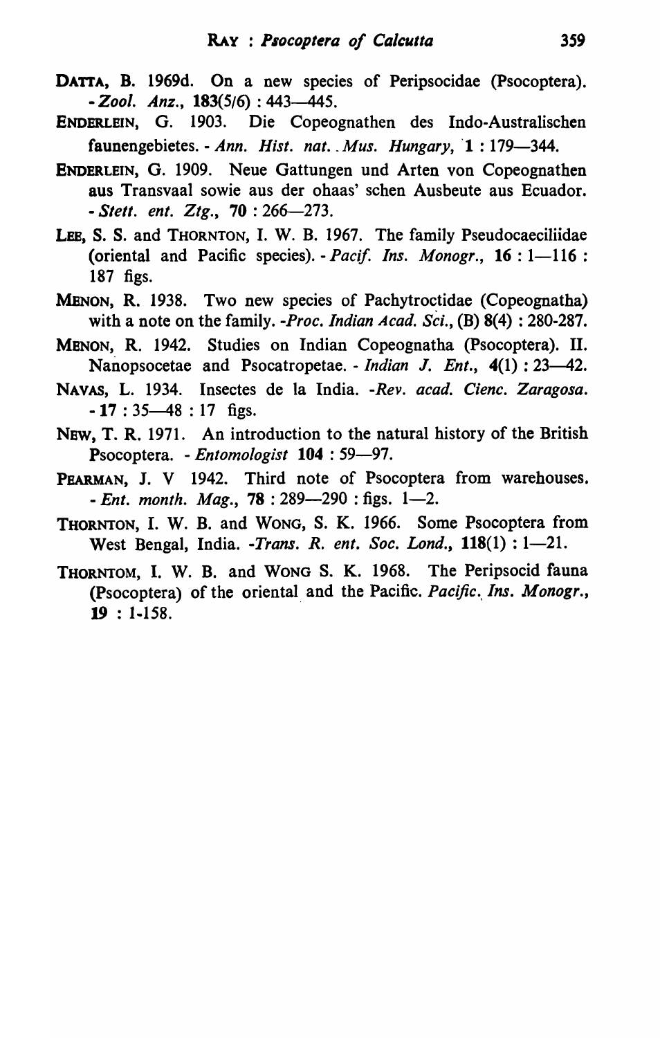DATTA, B. 1969d. On a new species of Peripsocidae (Psocoptera). - *Zool. Anz.*, **183**(5/6) : 443—445.

ENDERLEIN, G. 1903. Die Copeognathen des Indo-Australischen faunengebietes. - *Ann. Hist. nat. Mus. Hungary*, **1** : 179—344.

ENDERLEIN, G. 1909. Neue Gattungen und Arten von Copeognathen aus Transvaal sowie aus der ohaas' schen Ausbeute aus Ecuador. - *Stett. ent. Ztg.*, **70** : 266—273.

LEE, S. S. and THORNTON, I. W. B. 1967. The family Pseudocaeciliidae (oriental and Pacific species). - *Pacif. Ins. Monogr.*, **16** : 1—116 : 187 figs.

MENON, R. 1938. Two new species of Pachytroctidae (Copeognatha) with a note on the family. -*Proc. Indian Acad. Sci.*, (B) **8**(4) : 280-287.

MENON, R. 1942. Studies on Indian Copeognatha (Psocoptera). II. Nanopsocetae and Psocatropetae. - *Indian J. Ent.*, **4**(1) : 23—42.

NAVAS, L. 1934. Insectes de la India. -*Rev. acad. Cienc. Zaragosa.* - **17** : 35—48 : 17 figs.

NEW, T. R. 1971. An introduction to the natural history of the British Psocoptera. - *Entomologist* **104** : 59—97.

PEARMAN, J. V 1942. Third note of Psocoptera from warehouses. - *Ent. month. Mag.*, **78** : 289—290 : figs. 1—2.

THORNTON, I. W. B. and WONG, S. K. 1966. Some Psocoptera from West Bengal, India. -*Trans. R. ent. Soc. Lond.*, **118**(1) : 1—21.

THORNTOM, I. W. B. and WONG S. K. 1968. The Peripsocid fauna (Psocoptera) of the oriental and the Pacific. *Pacific. Ins. Monogr.*, **19** : 1-158.